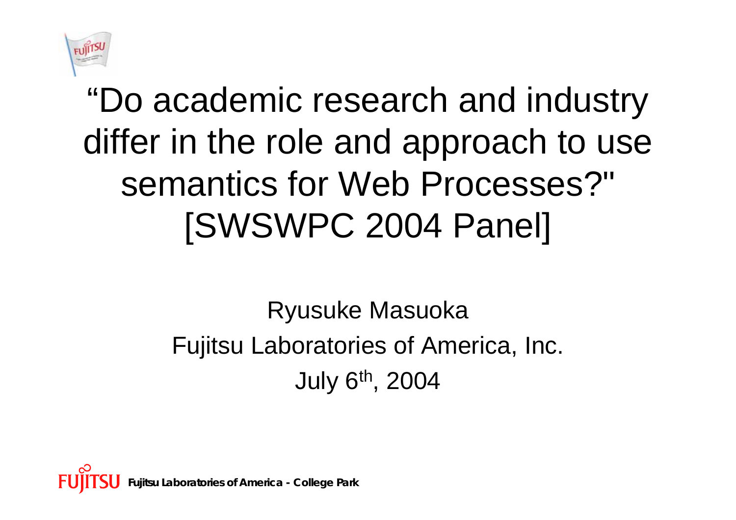# "Do academic research and industry differ in the role and approach to use semantics for Web Processes?" [SWSWPC 2004 Panel]

Ryusuke Masuoka

Fujitsu Laboratories of America, Inc.

July 6th, 2004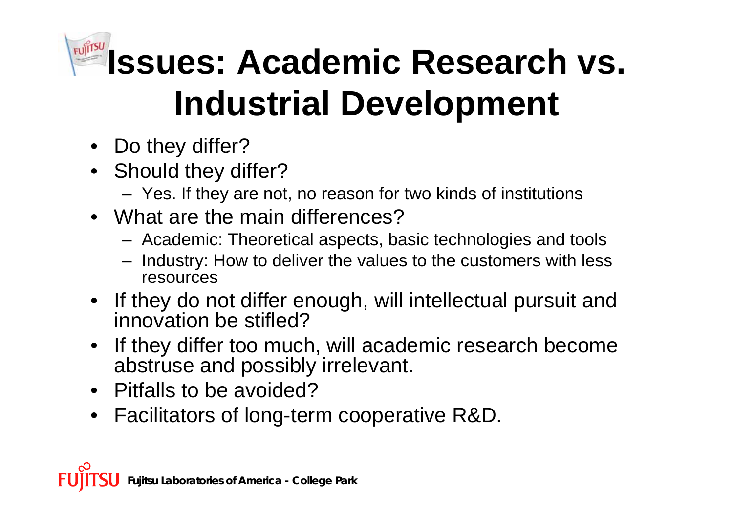# Issues: Academic Research vs. Industrial Development

- Do they differ?
- Should they differ?
  - Yes. If they are not, no reason for two kinds of institutions
- What are the main differences?
  - Academic: Theoretical aspects, basic technologies and tools
  - Industry: How to deliver the values to the customers with less resources
- If they do not differ enough, will intellectual pursuit and innovation be stifled?
- If they differ too much, will academic research become abstruse and possibly irrelevant.
- Pitfalls to be avoided?
- Facilitators of long-term cooperative R&D.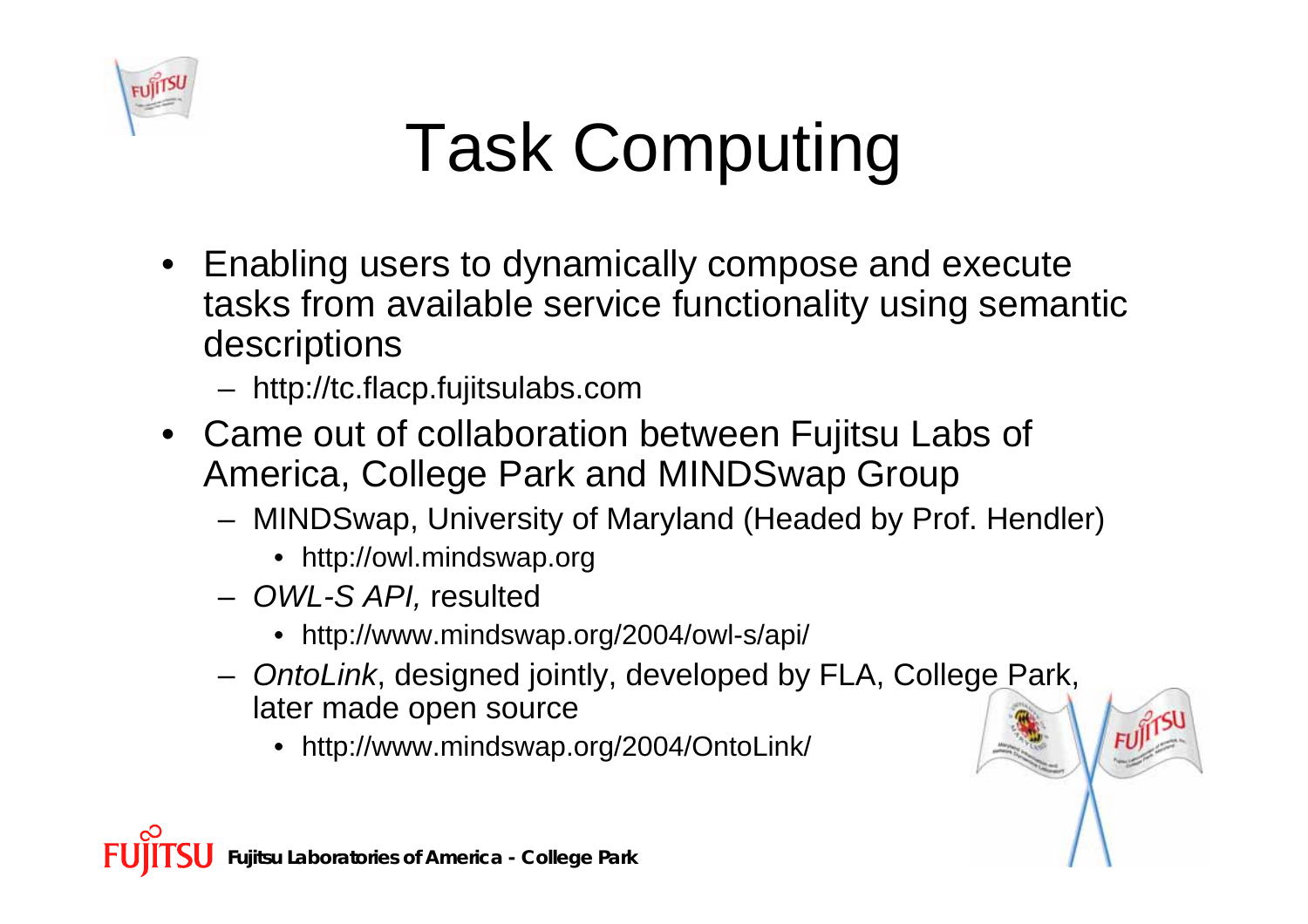# Task Computing

- Enabling users to dynamically compose and execute tasks from available service functionality using semantic descriptions
  - http://tc.flacp.fujitsulabs.com
- Came out of collaboration between Fujitsu Labs of America, College Park and MINDSwap Group
  - MINDSwap, University of Maryland (Headed by Prof. Hendler)
    - http://owl.mindswap.org
  - *OWL-S API,* resulted
    - http://www.mindswap.org/2004/owl-s/api/
  - *OntoLink*, designed jointly, developed by FLA, College Park, later made open source
    - http://www.mindswap.org/2004/OntoLink/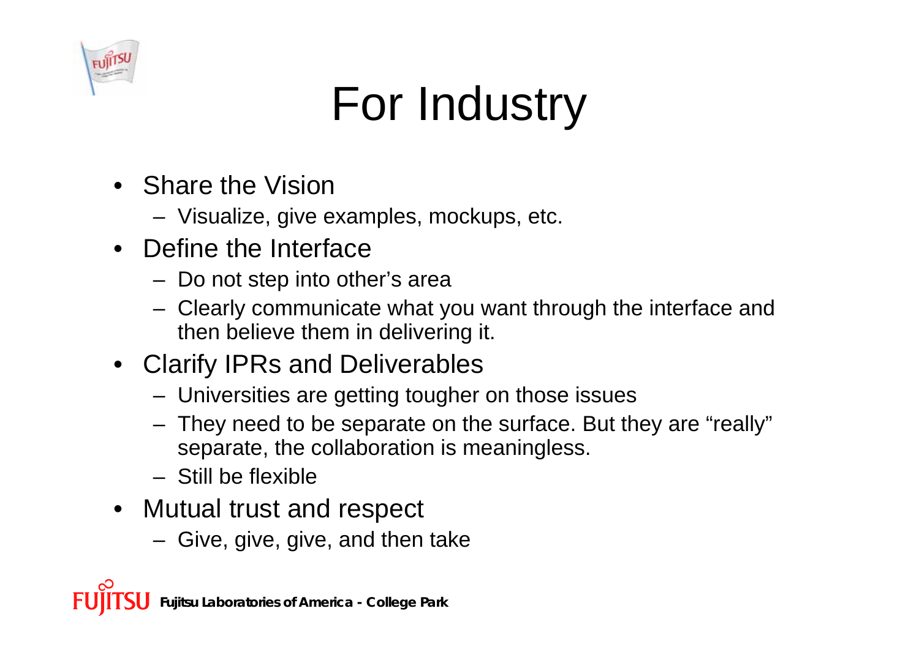# For Industry

- Share the Vision
  - Visualize, give examples, mockups, etc.
- Define the Interface
  - Do not step into other's area
  - Clearly communicate what you want through the interface and then believe them in delivering it.
- Clarify IPRs and Deliverables
  - Universities are getting tougher on those issues
  - They need to be separate on the surface. But they are "really" separate, the collaboration is meaningless.
  - Still be flexible
- Mutual trust and respect
  - Give, give, give, and then take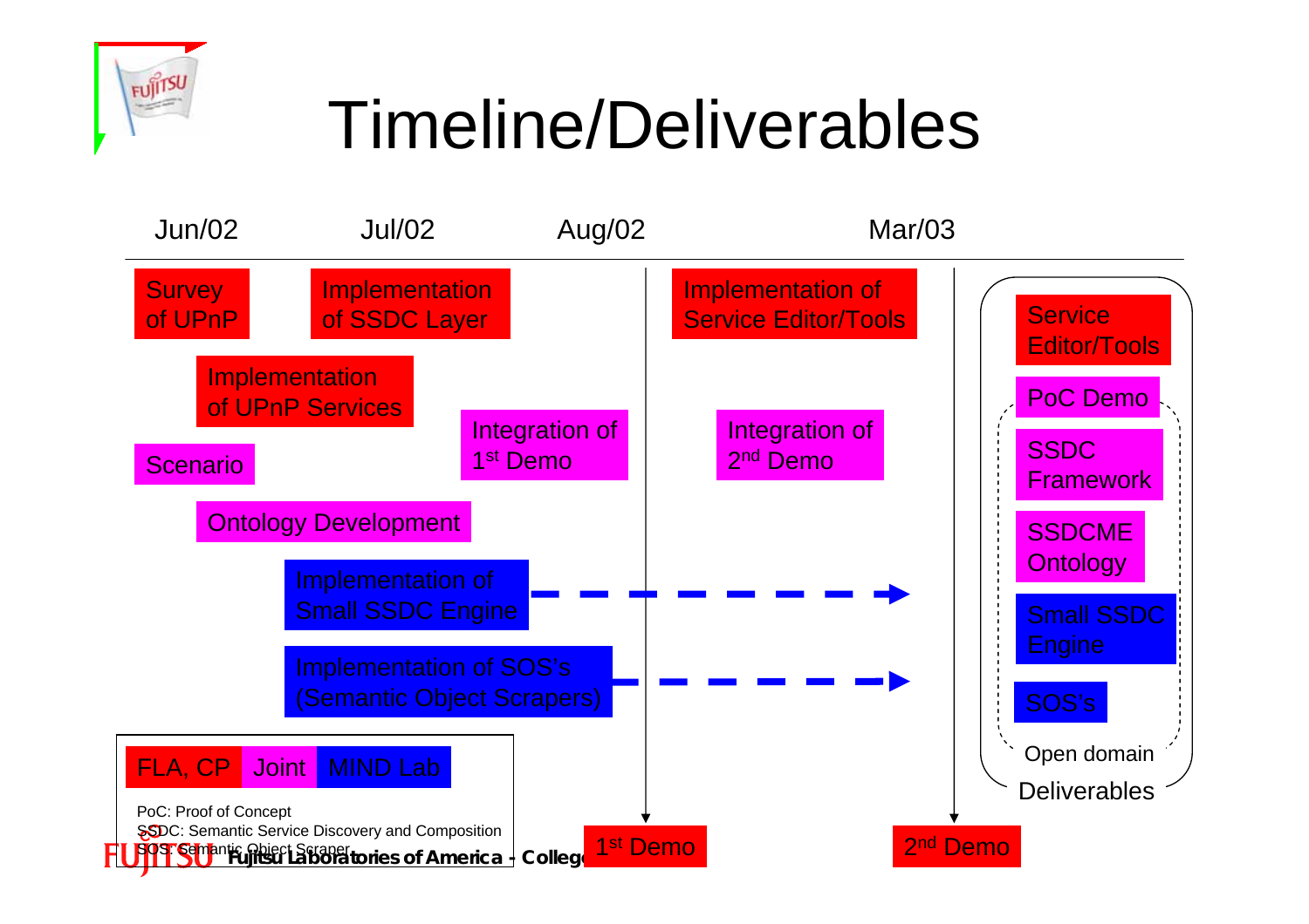# Timeline/Deliverables

Jun/02

Jul/02

Aug/02

Mar/03

Survey of UPnP

Implementation of SSDC Layer

Implementation of Service Editor/Tools

Implementation of UPnP Services

Integration of 1st Demo

Integration of 2nd Demo

Scenario

Ontology Development

Implementation of Small SSDC Engine

Implementation of SOS's (Semantic Object Scrapers)

1st Demo

2nd Demo

Service Editor/Tools

PoC Demo

SSDC Framework

SSDCME Ontology

Small SSDC Engine

SOS's

Open domain

Deliverables

FLA, CP | Joint | MIND Lab

PoC: Proof of Concept

SSDC: Semantic Service Discovery and Composition

SOS: Semantic Object Scraper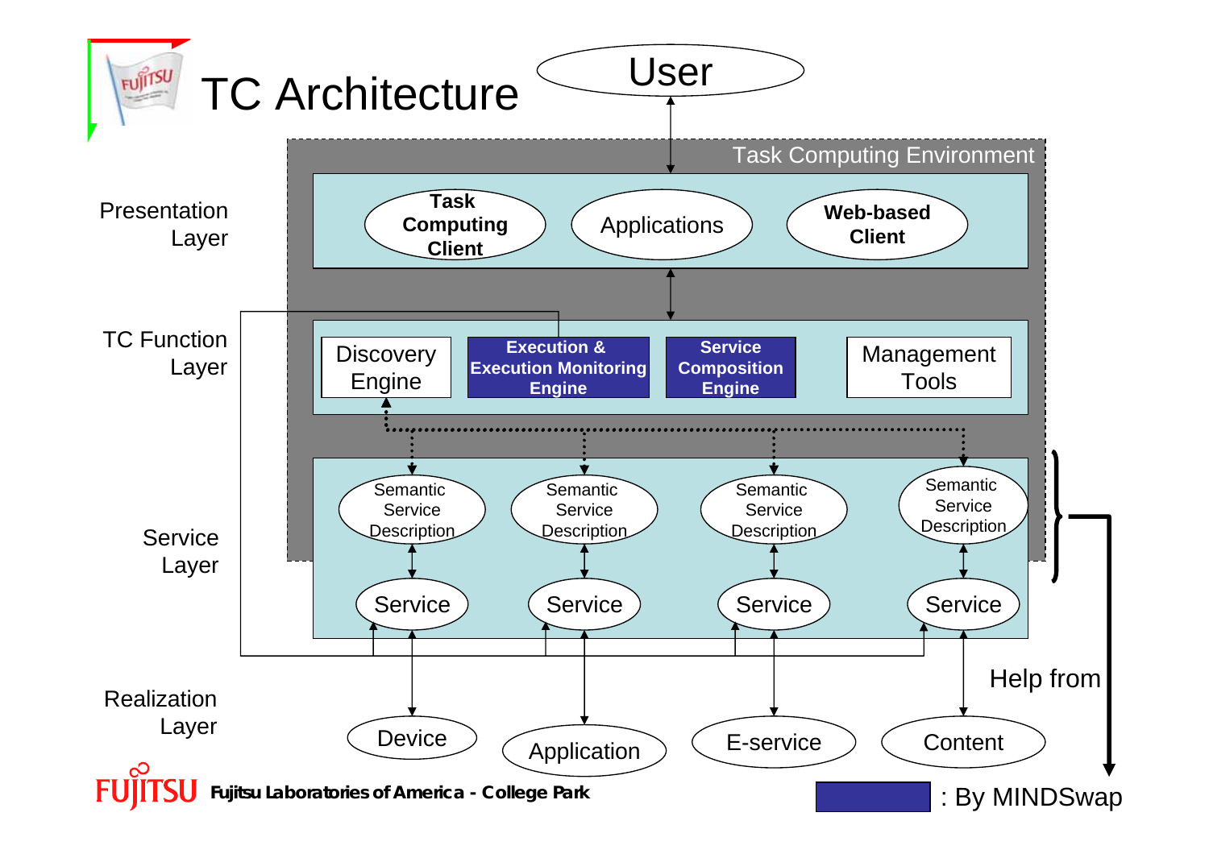# TC Architecture

User

Task Computing Environment

Presentation Layer

Task Computing Client

Applications

Web-based Client

TC Function Layer

Discovery Engine

Execution & Execution Monitoring Engine

Service Composition Engine

Management Tools

Service Layer

Semantic Service Description

Semantic Service Description

Semantic Service Description

Semantic Service Description

Service

Service

Service

Service

Realization Layer

Device

Application

E-service

Content

Help from

: By MINDSwap

Fujitsu Laboratories of America - College Park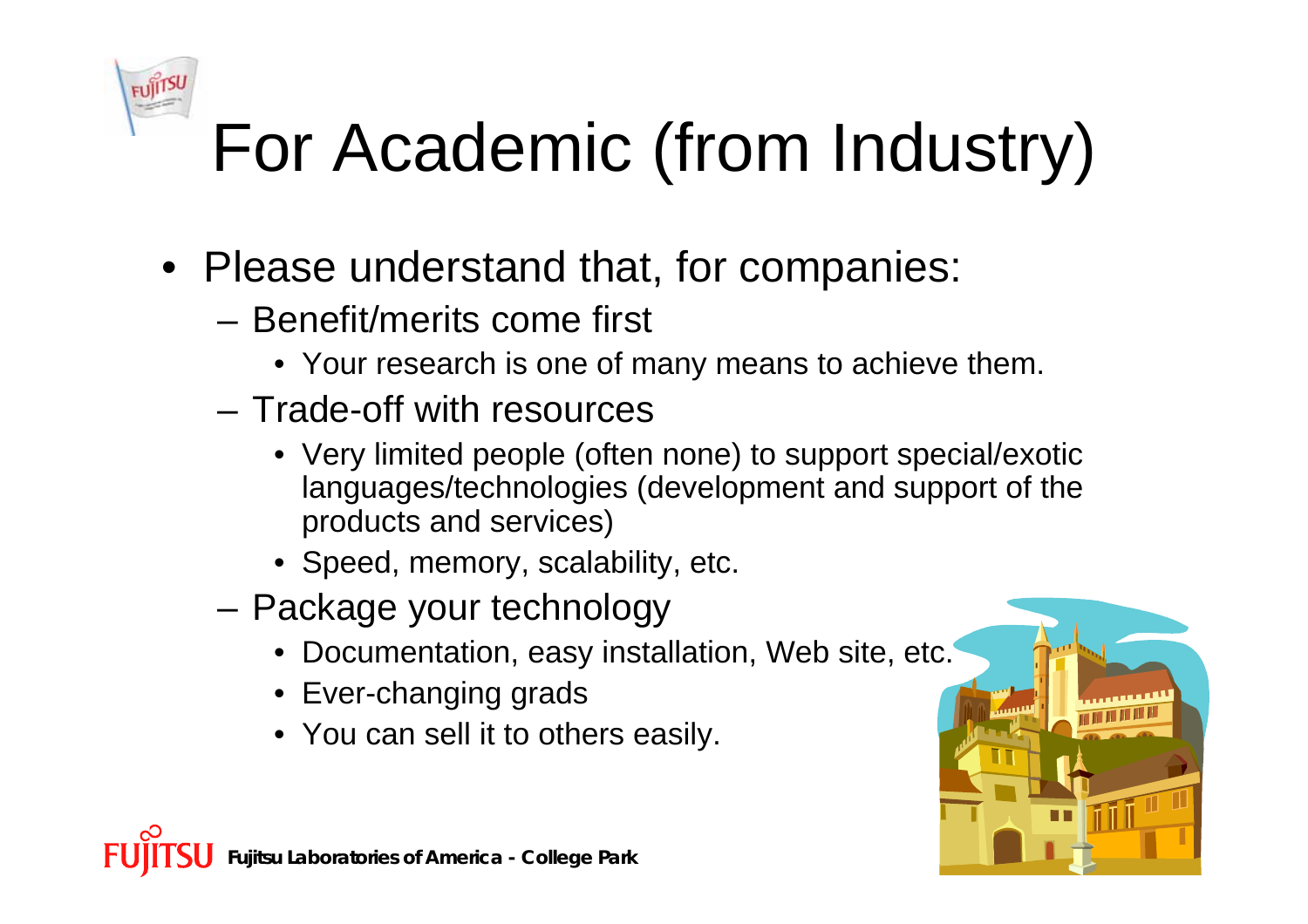# For Academic (from Industry)

- Please understand that, for companies:
  - Benefit/merits come first
    - Your research is one of many means to achieve them.
  - Trade-off with resources
    - Very limited people (often none) to support special/exotic languages/technologies (development and support of the products and services)
    - Speed, memory, scalability, etc.
  - Package your technology
    - Documentation, easy installation, Web site, etc.
    - Ever-changing grads
    - You can sell it to others easily.